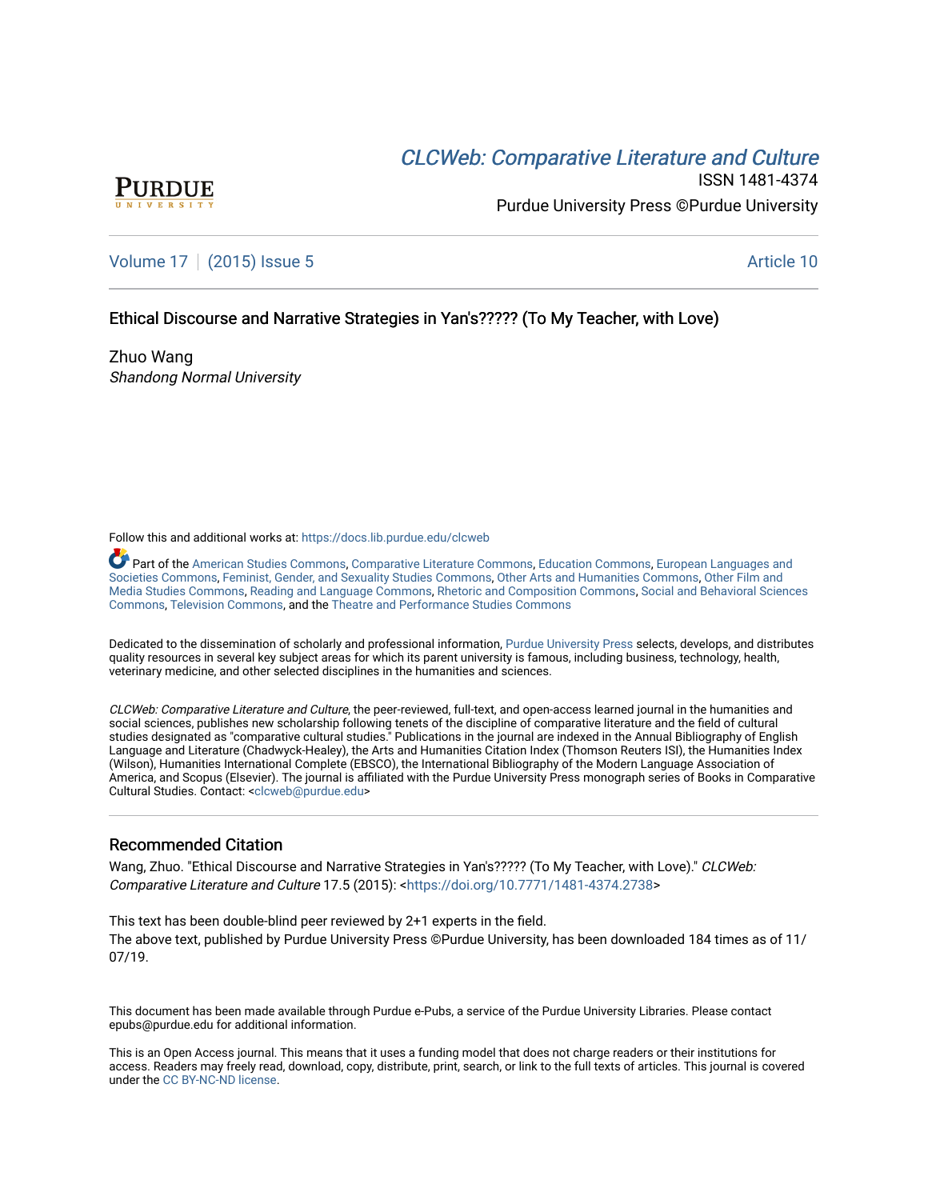CLCWeb: Comparative Literature and Culture

ISSN 1481-4374

Purdue University Press ©Purdue University

Volume 17 | (2015) Issue 5 Article 10

Ethical Discourse and Narrative Strategies in Yan's????? (To My Teacher, with Love)

Zhuo Wang

*Shandong Normal University*

Follow this and additional works at: https://docs.lib.purdue.edu/clcweb

Part of the American Studies Commons, Comparative Literature Commons, Education Commons, European Languages and Societies Commons, Feminist, Gender, and Sexuality Studies Commons, Other Arts and Humanities Commons, Other Film and Media Studies Commons, Reading and Language Commons, Rhetoric and Composition Commons, Social and Behavioral Sciences Commons, Television Commons, and the Theatre and Performance Studies Commons

Dedicated to the dissemination of scholarly and professional information, Purdue University Press selects, develops, and distributes quality resources in several key subject areas for which its parent university is famous, including business, technology, health, veterinary medicine, and other selected disciplines in the humanities and sciences.

*CLCWeb: Comparative Literature and Culture*, the peer-reviewed, full-text, and open-access learned journal in the humanities and social sciences, publishes new scholarship following tenets of the discipline of comparative literature and the field of cultural studies designated as "comparative cultural studies." Publications in the journal are indexed in the Annual Bibliography of English Language and Literature (Chadwyck-Healey), the Arts and Humanities Citation Index (Thomson Reuters ISI), the Humanities Index (Wilson), Humanities International Complete (EBSCO), the International Bibliography of the Modern Language Association of America, and Scopus (Elsevier). The journal is affiliated with the Purdue University Press monograph series of Books in Comparative Cultural Studies. Contact: <clcweb@purdue.edu>

## Recommended Citation

Wang, Zhuo. "Ethical Discourse and Narrative Strategies in Yan's????? (To My Teacher, with Love)." *CLCWeb: Comparative Literature and Culture* 17.5 (2015): <https://doi.org/10.7771/1481-4374.2738>

This text has been double-blind peer reviewed by 2+1 experts in the field.

The above text, published by Purdue University Press ©Purdue University, has been downloaded 184 times as of 11/07/19.

This document has been made available through Purdue e-Pubs, a service of the Purdue University Libraries. Please contact epubs@purdue.edu for additional information.

This is an Open Access journal. This means that it uses a funding model that does not charge readers or their institutions for access. Readers may freely read, download, copy, distribute, print, search, or link to the full texts of articles. This journal is covered under the CC BY-NC-ND license.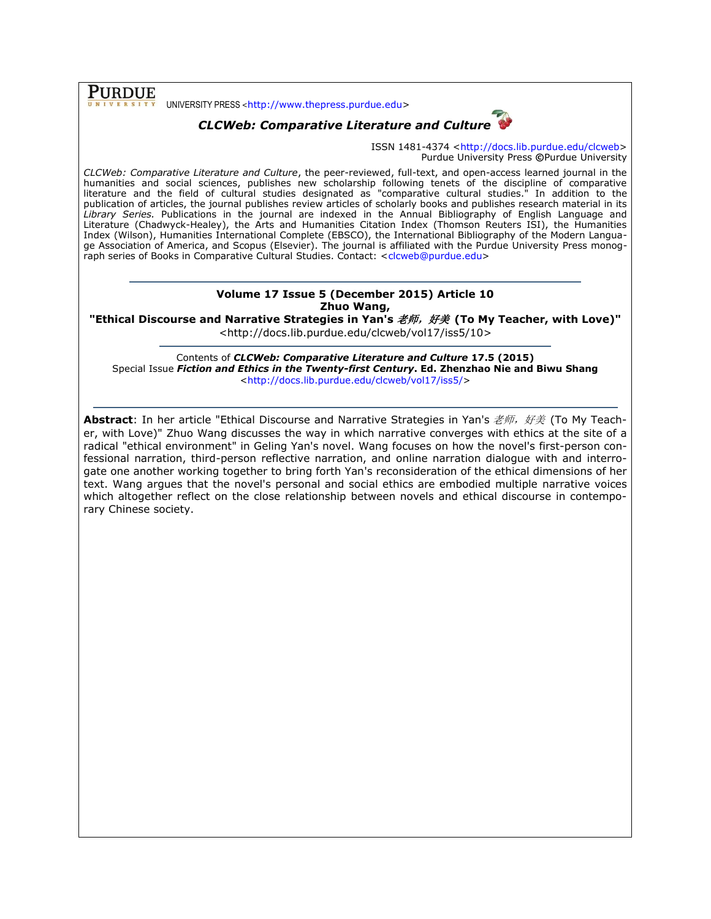**PURDUE** UNIVERSITY PRESS <http://www.thepress.purdue.edu>

***CLCWeb: Comparative Literature and Culture***

ISSN 1481-4374 <http://docs.lib.purdue.edu/clcweb>
Purdue University Press ©Purdue University

*CLCWeb: Comparative Literature and Culture*, the peer-reviewed, full-text, and open-access learned journal in the humanities and social sciences, publishes new scholarship following tenets of the discipline of comparative literature and the field of cultural studies designated as "comparative cultural studies." In addition to the publication of articles, the journal publishes review articles of scholarly books and publishes research material in its *Library Series.* Publications in the journal are indexed in the Annual Bibliography of English Language and Literature (Chadwyck-Healey), the Arts and Humanities Citation Index (Thomson Reuters ISI), the Humanities Index (Wilson), Humanities International Complete (EBSCO), the International Bibliography of the Modern Language Association of America, and Scopus (Elsevier). The journal is affiliated with the Purdue University Press monograph series of Books in Comparative Cultural Studies. Contact: <clcweb@purdue.edu>

---

**Volume 17 Issue 5 (December 2015) Article 10**
**Zhuo Wang,**
**"Ethical Discourse and Narrative Strategies in Yan's *老师，好美* (To My Teacher, with Love)"**
<http://docs.lib.purdue.edu/clcweb/vol17/iss5/10>

---

Contents of ***CLCWeb: Comparative Literature and Culture*** **17.5 (2015)**
Special Issue ***Fiction and Ethics in the Twenty-first Century*. Ed. Zhenzhao Nie and Biwu Shang**
<http://docs.lib.purdue.edu/clcweb/vol17/iss5/>

---

**Abstract**: In her article "Ethical Discourse and Narrative Strategies in Yan's *老师，好美* (To My Teacher, with Love)" Zhuo Wang discusses the way in which narrative converges with ethics at the site of a radical "ethical environment" in Geling Yan's novel. Wang focuses on how the novel's first-person confessional narration, third-person reflective narration, and online narration dialogue with and interrogate one another working together to bring forth Yan's reconsideration of the ethical dimensions of her text. Wang argues that the novel's personal and social ethics are embodied multiple narrative voices which altogether reflect on the close relationship between novels and ethical discourse in contemporary Chinese society.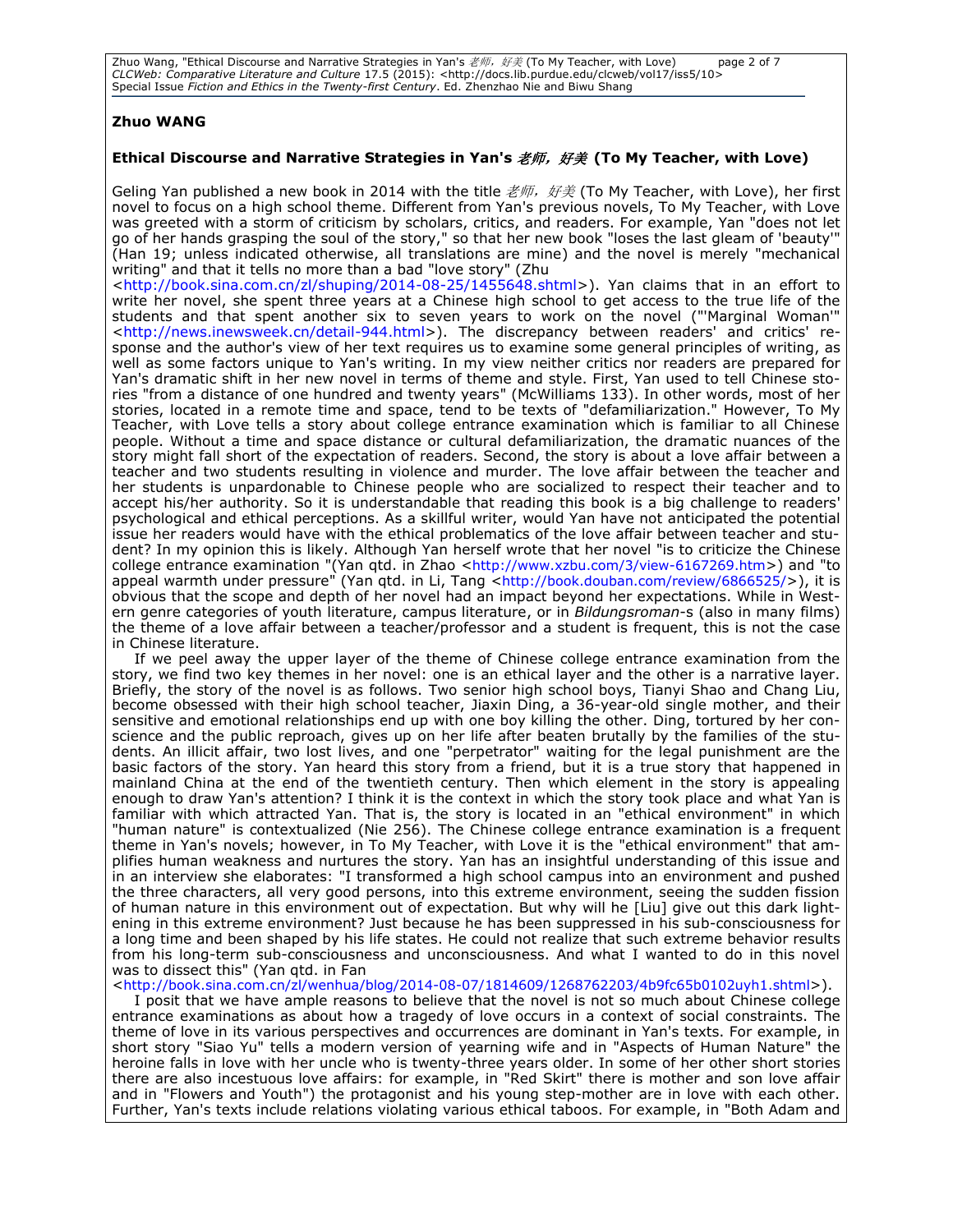**Zhuo WANG**

### Ethical Discourse and Narrative Strategies in Yan's *老师，好美* (To My Teacher, with Love)

Geling Yan published a new book in 2014 with the title *老师，好美* (To My Teacher, with Love), her first novel to focus on a high school theme. Different from Yan's previous novels, To My Teacher, with Love was greeted with a storm of criticism by scholars, critics, and readers. For example, Yan "does not let go of her hands grasping the soul of the story," so that her new book "loses the last gleam of 'beauty'" (Han 19; unless indicated otherwise, all translations are mine) and the novel is merely "mechanical writing" and that it tells no more than a bad "love story" (Zhu <http://book.sina.com.cn/zl/shuping/2014-08-25/1455648.shtml>). Yan claims that in an effort to write her novel, she spent three years at a Chinese high school to get access to the true life of the students and that spent another six to seven years to work on the novel ("'Marginal Woman'" <http://news.inewsweek.cn/detail-944.html>). The discrepancy between readers' and critics' response and the author's view of her text requires us to examine some general principles of writing, as well as some factors unique to Yan's writing. In my view neither critics nor readers are prepared for Yan's dramatic shift in her new novel in terms of theme and style. First, Yan used to tell Chinese stories "from a distance of one hundred and twenty years" (McWilliams 133). In other words, most of her stories, located in a remote time and space, tend to be texts of "defamiliarization." However, To My Teacher, with Love tells a story about college entrance examination which is familiar to all Chinese people. Without a time and space distance or cultural defamiliarization, the dramatic nuances of the story might fall short of the expectation of readers. Second, the story is about a love affair between a teacher and two students resulting in violence and murder. The love affair between the teacher and her students is unpardonable to Chinese people who are socialized to respect their teacher and to accept his/her authority. So it is understandable that reading this book is a big challenge to readers' psychological and ethical perceptions. As a skillful writer, would Yan have not anticipated the potential issue her readers would have with the ethical problematics of the love affair between teacher and student? In my opinion this is likely. Although Yan herself wrote that her novel "is to criticize the Chinese college entrance examination "(Yan qtd. in Zhao <http://www.xzbu.com/3/view-6167269.htm>) and "to appeal warmth under pressure" (Yan qtd. in Li, Tang <http://book.douban.com/review/6866525/>), it is obvious that the scope and depth of her novel had an impact beyond her expectations. While in Western genre categories of youth literature, campus literature, or in *Bildungsroman*-s (also in many films) the theme of a love affair between a teacher/professor and a student is frequent, this is not the case in Chinese literature.

If we peel away the upper layer of the theme of Chinese college entrance examination from the story, we find two key themes in her novel: one is an ethical layer and the other is a narrative layer. Briefly, the story of the novel is as follows. Two senior high school boys, Tianyi Shao and Chang Liu, become obsessed with their high school teacher, Jiaxin Ding, a 36-year-old single mother, and their sensitive and emotional relationships end up with one boy killing the other. Ding, tortured by her conscience and the public reproach, gives up her life after beaten brutally by the families of the students. An illicit affair, two lost lives, and one "perpetrator" waiting for the legal punishment are the basic factors of the story. Yan heard this story from a friend, but it is a true story that happened in mainland China at the end of the twentieth century. Then which element in the story is appealing enough to draw Yan's attention? I think it is the context in which the story took place and what Yan is familiar with which attracted Yan. That is, the story is located in an "ethical environment" in which "human nature" is contextualized (Nie 256). The Chinese college entrance examination is a frequent theme in Yan's novels; however, in To My Teacher, with Love it is the "ethical environment" that amplifies human weakness and nurtures the story. Yan has an insightful understanding of this issue and in an interview she elaborates: "I transformed a high school campus into an environment and pushed the three characters, all very good persons, into this extreme environment, seeing the sudden fission of human nature in this environment out of expectation. But why will he [Liu] give out this dark lightening in this extreme environment? Just because he has been suppressed in his sub-consciousness for a long time and been shaped by his life states. He could not realize that such extreme behavior results from his long-term sub-consciousness and unconsciousness. And what I wanted to do in this novel was to dissect this" (Yan qtd. in Fan <http://book.sina.com.cn/zl/wenhua/blog/2014-08-07/1814609/1268762203/4b9fc65b0102uyh1.shtml>).

I posit that we have ample reasons to believe that the novel is not so much about Chinese college entrance examinations as about how a tragedy of love occurs in a context of social constraints. The theme of love in its various perspectives and occurrences are dominant in Yan's texts. For example, in short story "Siao Yu" tells a modern version of yearning wife and in "Aspects of Human Nature" the heroine falls in love with her uncle who is twenty-three years older. In some of her other short stories there are also incestuous love affairs: for example, in "Red Skirt" there is mother and son love affair and in "Flowers and Youth") the protagonist and his young step-mother are in love with each other. Further, Yan's texts include relations violating various ethical taboos. For example, in "Both Adam and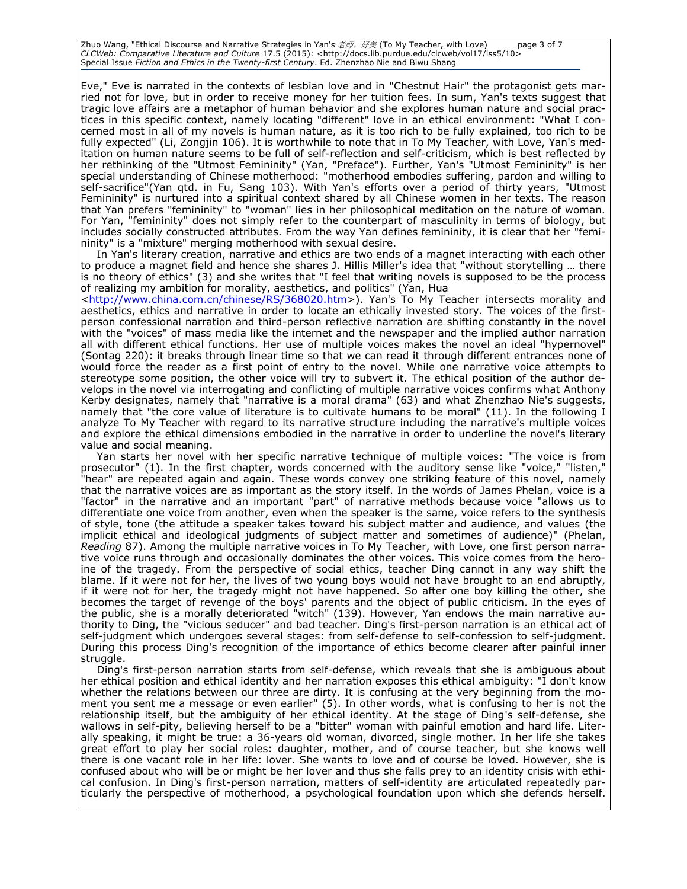Eve," Eve is narrated in the contexts of lesbian love and in "Chestnut Hair" the protagonist gets married not for love, but in order to receive money for her tuition fees. In sum, Yan's texts suggest that tragic love affairs are a metaphor of human behavior and she explores human nature and social practices in this specific context, namely locating "different" love in an ethical environment: "What I concerned most in all of my novels is human nature, as it is too rich to be fully explained, too rich to be fully expected" (Li, Zongjin 106). It is worthwhile to note that in To My Teacher, with Love, Yan's meditation on human nature seems to be full of self-reflection and self-criticism, which is best reflected by her rethinking of the "Utmost Femininity" (Yan, "Preface"). Further, Yan's "Utmost Femininity" is her special understanding of Chinese motherhood: "motherhood embodies suffering, pardon and willing to self-sacrifice"(Yan qtd. in Fu, Sang 103). With Yan's efforts over a period of thirty years, "Utmost Femininity" is nurtured into a spiritual context shared by all Chinese women in her texts. The reason that Yan prefers "femininity" to "woman" lies in her philosophical meditation on the nature of woman. For Yan, "femininity" does not simply refer to the counterpart of masculinity in terms of biology, but includes socially constructed attributes. From the way Yan defines femininity, it is clear that her "femininity" is a "mixture" merging motherhood with sexual desire.

In Yan's literary creation, narrative and ethics are two ends of a magnet interacting with each other to produce a magnet field and hence she shares J. Hillis Miller's idea that "without storytelling … there is no theory of ethics" (3) and she writes that "I feel that writing novels is supposed to be the process of realizing my ambition for morality, aesthetics, and politics" (Yan, Hua <http://www.china.com.cn/chinese/RS/368020.htm>). Yan's To My Teacher intersects morality and aesthetics, ethics and narrative in order to locate an ethically invested story. The voices of the first-person confessional narration and third-person reflective narration are shifting constantly in the novel with the "voices" of mass media like the internet and the newspaper and the implied author narration all with different ethical functions. Her use of multiple voices makes the novel an ideal "hypernovel" (Sontag 220): it breaks through linear time so that we can read it through different entrances none of would force the reader as a first point of entry to the novel. While one narrative voice attempts to stereotype some position, the other voice will try to subvert it. The ethical position of the author develops in the novel via interrogating and conflicting of multiple narrative voices confirms what Anthony Kerby designates, namely that "narrative is a moral drama" (63) and what Zhenzhao Nie's suggests, namely that "the core value of literature is to cultivate humans to be moral" (11). In the following I analyze To My Teacher with regard to its narrative structure including the narrative's multiple voices and explore the ethical dimensions embodied in the narrative in order to underline the novel's literary value and social meaning.

Yan starts her novel with her specific narrative technique of multiple voices: "The voice is from prosecutor" (1). In the first chapter, words concerned with the auditory sense like "voice," "listen," "hear" are repeated again and again. These words convey one striking feature of this novel, namely that the narrative voices are as important as the story itself. In the words of James Phelan, voice is a "factor" in the narrative and an important "part" of narrative methods because voice "allows us to differentiate one voice from another, even when the speaker is the same, voice refers to the synthesis of style, tone (the attitude a speaker takes toward his subject matter and audience, and values (the implicit ethical and ideological judgments of subject matter and sometimes of audience)" (Phelan, *Reading* 87). Among the multiple narrative voices in To My Teacher, with Love, one first person narrative voice runs through and occasionally dominates the other voices. This voice comes from the heroine of the tragedy. From the perspective of social ethics, teacher Ding cannot in any way shift the blame. If it were not for her, the lives of two young boys would not have brought to an end abruptly, if it were not for her, the tragedy might not have happened. So after one boy killing the other, she becomes the target of revenge of the boys' parents and the object of public criticism. In the eyes of the public, she is a morally deteriorated "witch" (139). However, Yan endows the main narrative authority to Ding, the "vicious seducer" and bad teacher. Ding's first-person narration is an ethical act of self-judgment which undergoes several stages: from self-defense to self-confession to self-judgment. During this process Ding's recognition of the importance of ethics become clearer after painful inner struggle.

Ding's first-person narration starts from self-defense, which reveals that she is ambiguous about her ethical position and ethical identity and her narration exposes this ethical ambiguity: "I don't know whether the relations between our three are dirty. It is confusing at the very beginning from the moment you sent me a message or even earlier" (5). In other words, what is confusing to her is not the relationship itself, but the ambiguity of her ethical identity. At the stage of Ding's self-defense, she wallows in self-pity, believing herself to be a "bitter" woman with painful emotion and hard life. Literally speaking, it might be true: a 36-years old woman, divorced, single mother. In her life she takes great effort to play her social roles: daughter, mother, and of course teacher, but she knows well there is one vacant role in her life: lover. She wants to love and of course be loved. However, she is confused about who will be or might be her lover and thus she falls prey to an identity crisis with ethical confusion. In Ding's first-person narration, matters of self-identity are articulated repeatedly particularly the perspective of motherhood, a psychological foundation upon which she defends herself.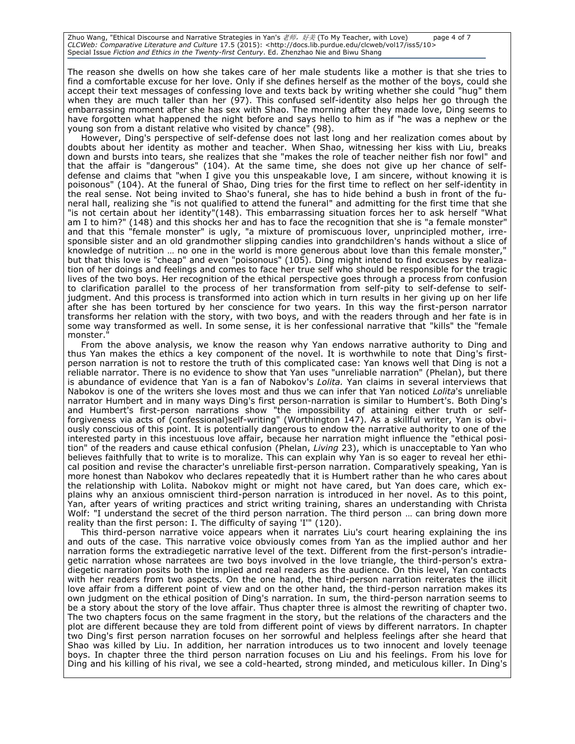The reason she dwells on how she takes care of her male students like a mother is that she tries to find a comfortable excuse for her love. Only if she defines herself as the mother of the boys, could she accept their text messages of confessing love and texts back by writing whether she could "hug" them when they are much taller than her (97). This confused self-identity also helps her go through the embarrassing moment after she has sex with Shao. The morning after they made love, Ding seems to have forgotten what happened the night before and says hello to him as if "he was a nephew or the young son from a distant relative who visited by chance" (98).

However, Ding's perspective of self-defense does not last long and her realization comes about by doubts about her identity as mother and teacher. When Shao, witnessing her kiss with Liu, breaks down and bursts into tears, she realizes that she "makes the role of teacher neither fish nor fowl" and that the affair is "dangerous" (104). At the same time, she does not give up her chance of self-defense and claims that "when I give you this unspeakable love, I am sincere, without knowing it is poisonous" (104). At the funeral of Shao, Ding tries for the first time to reflect on her self-identity in the real sense. Not being invited to Shao's funeral, she has to hide behind a bush in front of the funeral hall, realizing she "is not qualified to attend the funeral" and admitting for the first time that she "is not certain about her identity"(148). This embarrassing situation forces her to ask herself "What am I to him?" (148) and this shocks her and has to face the recognition that she is "a female monster" and that this "female monster" is ugly, "a mixture of promiscuous lover, unprincipled mother, irresponsible sister and an old grandmother slipping candies into grandchildren's hands without a slice of knowledge of nutrition … no one in the world is more generous about love than this female monster," but that this love is "cheap" and even "poisonous" (105). Ding might intend to find excuses by realization of her doings and feelings and comes to face her true self who should be responsible for the tragic lives of the two boys. Her recognition of the ethical perspective goes through a process from confusion to clarification parallel to the process of her transformation from self-pity to self-defense to self-judgment. And this process is transformed into action which in turn results in her giving up on her life after she has been tortured by her conscience for two years. In this way the first-person narrator transforms her relation with the story, with two boys, and with the readers through and her fate is in some way transformed as well. In some sense, it is her confessional narrative that "kills" the "female monster."

From the above analysis, we know the reason why Yan endows narrative authority to Ding and thus Yan makes the ethics a key component of the novel. It is worthwhile to note that Ding's first-person narration is not to restore the truth of this complicated case: Yan knows well that Ding is not a reliable narrator. There is no evidence to show that Yan uses "unreliable narration" (Phelan), but there is abundance of evidence that Yan is a fan of Nabokov's *Lolita.* Yan claims in several interviews that Nabokov is one of the writers she loves most and thus we can infer that Yan noticed *Lolita*'s unreliable narrator Humbert and in many ways Ding's first person-narration is similar to Humbert's. Both Ding's and Humbert's first-person narrations show "the impossibility of attaining either truth or self-forgiveness via acts of (confessional)self-writing" (Worthington 147). As a skillful writer, Yan is obviously conscious of this point. It is potentially dangerous to endow the narrative authority to one of the interested party in this incestuous love affair, because her narration might influence the "ethical position" of the readers and cause ethical confusion (Phelan, *Living* 23), which is unacceptable to Yan who believes faithfully that to write is to moralize. This can explain why Yan is so eager to reveal her ethical position and revise the character's unreliable first-person narration. Comparatively speaking, Yan is more honest than Nabokov who declares repeatedly that it is Humbert rather than he who cares about the relationship with Lolita. Nabokov might or might not have cared, but Yan does care, which explains why an anxious omniscient third-person narration is introduced in her novel. As to this point, Yan, after years of writing practices and strict writing training, shares an understanding with Christa Wolf: "I understand the secret of the third person narration. The third person … can bring down more reality than the first person: I. The difficulty of saying 'I'" (120).

This third-person narrative voice appears when it narrates Liu's court hearing explaining the ins and outs of the case. This narrative voice obviously comes from Yan as the implied author and her narration forms the extradiegetic narrative level of the text. Different from the first-person's intradiegetic narration whose narratees are two boys involved in the love triangle, the third-person's extradiegetic narration posits both the implied and real readers as the audience. On this level, Yan contacts with her readers from two aspects. On the one hand, the third-person narration reiterates the illicit love affair from a different point of view and on the other hand, the third-person narration makes its own judgment on the ethical position of Ding's narration. In sum, the third-person narration seems to be a story about the story of the love affair. Thus chapter three is almost the rewriting of chapter two. The two chapters focus on the same fragment in the story, but the relations of the characters and the plot are different because they are told from different point of views by different narrators. In chapter two Ding's first person narration focuses on her sorrowful and helpless feelings after she heard that Shao was killed by Liu. In addition, her narration introduces us to two innocent and lovely teenage boys. In chapter three the third person narration focuses on Liu and his feelings. From his love for Ding and his killing of his rival, we see a cold-hearted, strong minded, and meticulous killer. In Ding's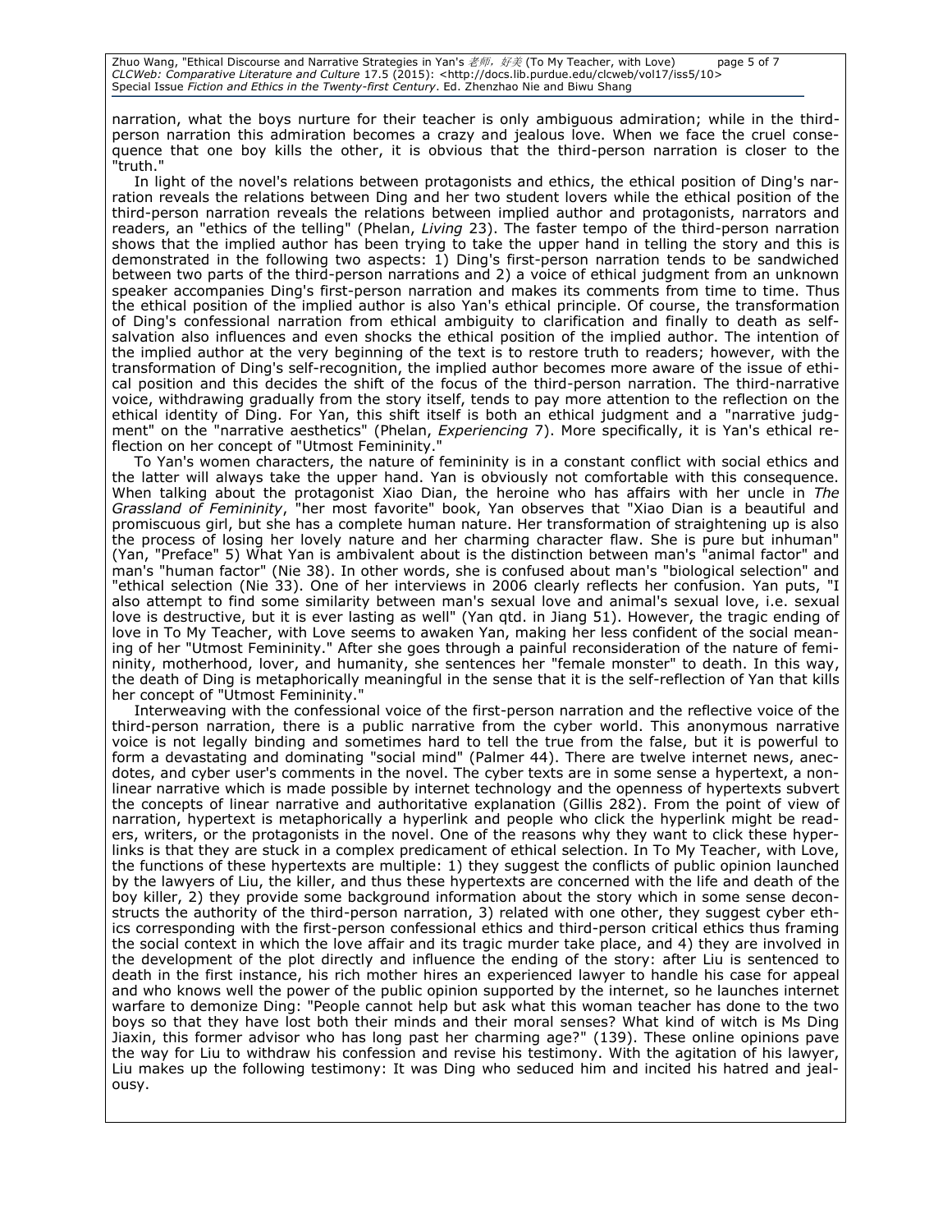narration, what the boys nurture for their teacher is only ambiguous admiration; while in the third-person narration this admiration becomes a crazy and jealous love. When we face the cruel consequence that one boy kills the other, it is obvious that the third-person narration is closer to the "truth."

In light of the novel's relations between protagonists and ethics, the ethical position of Ding's narration reveals the relations between Ding and her two student lovers while the ethical position of the third-person narration reveals the relations between implied author and protagonists, narrators and readers, an "ethics of the telling" (Phelan, *Living* 23). The faster tempo of the third-person narration shows that the implied author has been trying to take the upper hand in telling the story and this is demonstrated in the following two aspects: 1) Ding's first-person narration tends to be sandwiched between two parts of the third-person narrations and 2) a voice of ethical judgment from an unknown speaker accompanies Ding's first-person narration and makes its comments from time to time. Thus the ethical position of the implied author is also Yan's ethical principle. Of course, the transformation of Ding's confessional narration from ethical ambiguity to clarification and finally to death as self-salvation also influences and even shocks the ethical position of the implied author. The intention of the implied author at the very beginning of the text is to restore truth to readers; however, with the transformation of Ding's self-recognition, the implied author becomes more aware of the issue of ethical position and this decides the shift of the focus of the third-person narration. The third-narrative voice, withdrawing gradually from the story itself, tends to pay more attention to the reflection on the ethical identity of Ding. For Yan, this shift itself is both an ethical judgment and a "narrative judgment" on the "narrative aesthetics" (Phelan, *Experiencing* 7). More specifically, it is Yan's ethical reflection on her concept of "Utmost Femininity."

To Yan's women characters, the nature of femininity is in a constant conflict with social ethics and the latter will always take the upper hand. Yan is obviously not comfortable with this consequence. When talking about the protagonist Xiao Dian, the heroine who has affairs with her uncle in *The Grassland of Femininity*, "her most favorite" book, Yan observes that "Xiao Dian is a beautiful and promiscuous girl, but she has a complete human nature. Her transformation of straightening up is also the process of losing her lovely nature and her charming character flaw. She is pure but inhuman" (Yan, "Preface" 5) What Yan is ambivalent about is the distinction between man's "animal factor" and man's "human factor" (Nie 38). In other words, she is confused about man's "biological selection" and "ethical selection (Nie 33). One of her interviews in 2006 clearly reflects her confusion. Yan puts, "I also attempt to find some similarity between man's sexual love and animal's sexual love, i.e. sexual love is destructive, but it is ever lasting as well" (Yan qtd. in Jiang 51). However, the tragic ending of love in To My Teacher, with Love seems to awaken Yan, making her less confident of the social meaning of her "Utmost Femininity." After she goes through a painful reconsideration of the nature of femininity, motherhood, lover, and humanity, she sentences her "female monster" to death. In this way, the death of Ding is metaphorically meaningful in the sense that it is the self-reflection of Yan that kills her concept of "Utmost Femininity."

Interweaving with the confessional voice of the first-person narration and the reflective voice of the third-person narration, there is a public narrative from the cyber world. This anonymous narrative voice is not legally binding and sometimes hard to tell the true from the false, but it is powerful to form a devastating and dominating "social mind" (Palmer 44). There are twelve internet news, anecdotes, and cyber user's comments in the novel. The cyber texts are in some sense a hypertext, a non-linear narrative which is made possible by internet technology and the openness of hypertexts subvert the concepts of linear narrative and authoritative explanation (Gillis 282). From the point of view of narration, hypertext is metaphorically a hyperlink and people who click the hyperlink might be readers, writers, or the protagonists in the novel. One of the reasons why they want to click these hyperlinks is that they are stuck in a complex predicament of ethical selection. In To My Teacher, with Love, the functions of these hypertexts are multiple: 1) they suggest the conflicts of public opinion launched by the lawyers of Liu, the killer, and thus these hypertexts are concerned with the life and death of the boy killer, 2) they provide some background information about the story which in some sense deconstructs the authority of the third-person narration, 3) related with one other, they suggest cyber ethics corresponding with the first-person confessional ethics and third-person critical ethics thus framing the social context in which the love affair and its tragic murder take place, and 4) they are involved in the development of the plot directly and influence the ending of the story: after Liu is sentenced to death in the first instance, his rich mother hires an experienced lawyer to handle his case for appeal and who knows well the power of the public opinion supported by the internet, so he launches internet warfare to demonize Ding: "People cannot help but ask what this woman teacher has done to the two boys so that they have lost both their minds and their moral senses? What kind of witch is Ms Ding Jiaxin, this former advisor who has long past her charming age?" (139). These online opinions pave the way for Liu to withdraw his confession and revise his testimony. With the agitation of his lawyer, Liu makes up the following testimony: It was Ding who seduced him and incited his hatred and jealousy.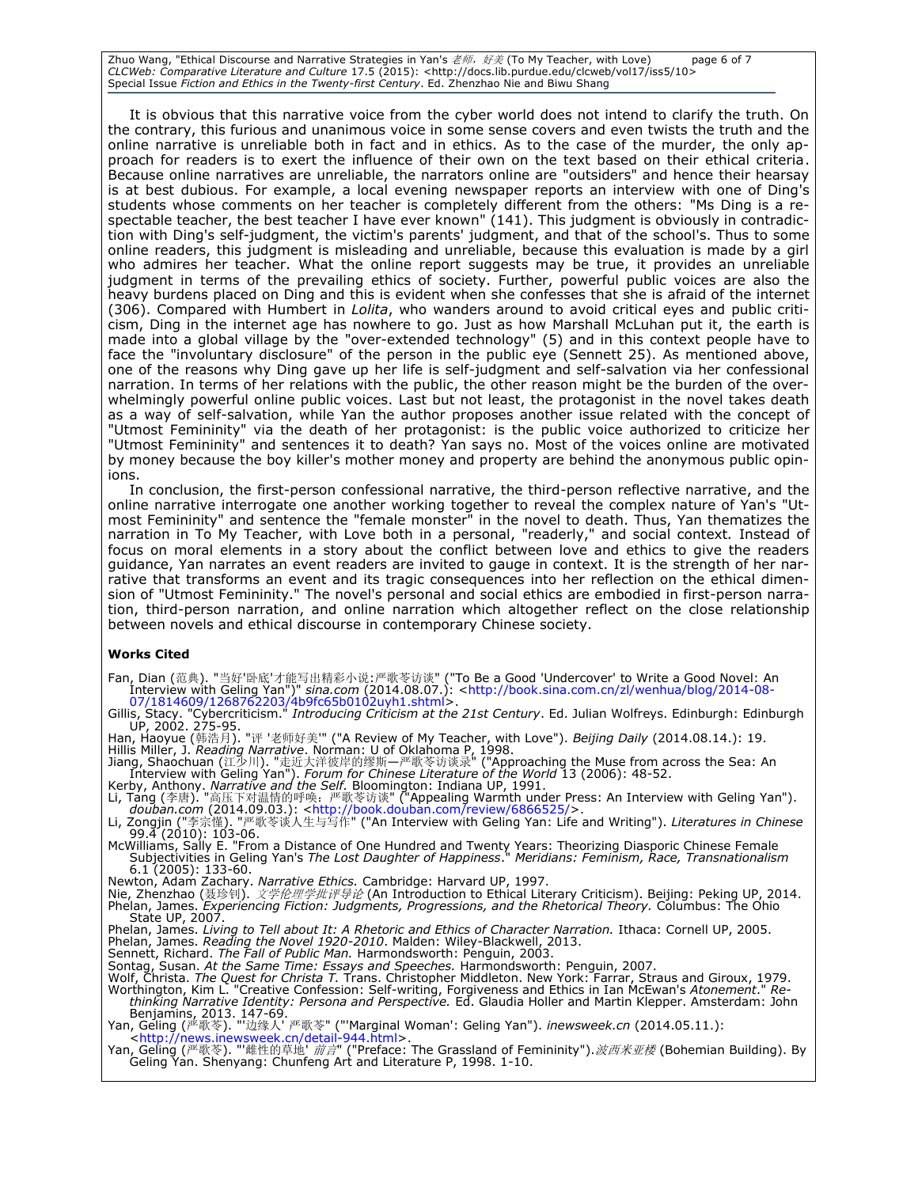It is obvious that this narrative voice from the cyber world does not intend to clarify the truth. On the contrary, this furious and unanimous voice in some sense covers and even twists the truth and the online narrative is unreliable both in fact and in ethics. As to the case of the murder, the only approach for readers is to exert the influence of their own on the text based on their ethical criteria. Because online narratives are unreliable, the narrators online are "outsiders" and hence their hearsay is at best dubious. For example, a local evening newspaper reports an interview with one of Ding's students whose comments on her teacher is completely different from the others: "Ms Ding is a respectable teacher, the best teacher I have ever known" (141). This judgment is obviously in contradiction with Ding's self-judgment, the victim's parents' judgment, and that of the school's. Thus to some online readers, this judgment is misleading and unreliable, because this evaluation is made by a girl who admires her teacher. What the online report suggests may be true, it provides an unreliable judgment in terms of the prevailing ethics of society. Further, powerful public voices are also the heavy burdens placed on Ding and this is evident when she confesses that she is afraid of the internet (306). Compared with Humbert in *Lolita*, who wanders around to avoid critical eyes and public criticism, Ding in the internet age has nowhere to go. Just as how Marshall McLuhan put it, the earth is made into a global village by the "over-extended technology" (5) and in this context people have to face the "involuntary disclosure" of the person in the public eye (Sennett 25). As mentioned above, one of the reasons why Ding gave up her life is self-judgment and self-salvation via her confessional narration. In terms of her relations with the public, the other reason might be the burden of the overwhelmingly powerful online public voices. Last but not least, the protagonist in the novel takes death as a way of self-salvation, while Yan the author proposes another issue related with the concept of "Utmost Femininity" via the death of her protagonist: is the public voice authorized to criticize her "Utmost Femininity" and sentences it to death? Yan says no. Most of the voices online are motivated by money because the boy killer's mother money and property are behind the anonymous public opinions.

In conclusion, the first-person confessional narrative, the third-person reflective narrative, and the online narrative interrogate one another working together to reveal the complex nature of Yan's "Utmost Femininity" and sentence the "female monster" in the novel to death. Thus, Yan thematizes the narration in To My Teacher, with Love both in a personal, "readerly," and social context. Instead of focus on moral elements in a story about the conflict between love and ethics to give the readers guidance, Yan narrates an event readers are invited to gauge in context. It is the strength of her narrative that transforms an event and its tragic consequences into her reflection on the ethical dimension of "Utmost Femininity." The novel's personal and social ethics are embodied in first-person narration, third-person narration, and online narration which altogether reflect on the close relationship between novels and ethical discourse in contemporary Chinese society.

**Works Cited**

Fan, Dian (范典). "当好'卧底'才能写出精彩小说:严歌苓访谈" ("To Be a Good 'Undercover' to Write a Good Novel: An Interview with Geling Yan")" *sina.com* (2014.08.07.): <http://book.sina.com.cn/zl/wenhua/blog/2014-08-07/1814609/1268762203/4b9fc65b0102uyh1.shtml>.

Gillis, Stacy. "Cybercriticism." *Introducing Criticism at the 21st Century*. Ed. Julian Wolfreys. Edinburgh: Edinburgh UP, 2002. 275-95.

Han, Haoyue (韩浩月). "评 '老师好美'" ("A Review of My Teacher, with Love"). *Beijing Daily* (2014.08.14.): 19.

Hillis Miller, J. *Reading Narrative*. Norman: U of Oklahoma P, 1998.

Jiang, Shaochuan (江少川). "走近大洋彼岸的缪斯—严歌苓访谈录" ("Approaching the Muse from across the Sea: An Interview with Geling Yan"). *Forum for Chinese Literature of the World* 13 (2006): 48-52.

Kerby, Anthony. *Narrative and the Self*. Bloomington: Indiana UP, 1991.

Li, Tang (李唐). "高压下对温情的呼唤：严歌苓访谈" ("Appealing Warmth under Press: An Interview with Geling Yan"). *douban.com* (2014.09.03.): <http://book.douban.com/review/6866525/>.

Li, Zongjin ("李宗憧). "严歌苓谈人生与写作" ("An Interview with Geling Yan: Life and Writing"). *Literatures in Chinese* 99.4 (2010): 103-06.

McWilliams, Sally E. "From a Distance of One Hundred and Twenty Years: Theorizing Diasporic Chinese Female Subjectivities in Geling Yan's *The Lost Daughter of Happiness*." *Meridians: Feminism, Race, Transnationalism* 6.1 (2005): 133-60.

Newton, Adam Zachary. *Narrative Ethics*. Cambridge: Harvard UP, 1997.

Nie, Zhenzhao (聂珍钊). *文学伦理学批评导论* (An Introduction to Ethical Literary Criticism). Beijing: Peking UP, 2014.

Phelan, James. *Experiencing Fiction: Judgments, Progressions, and the Rhetorical Theory*. Columbus: The Ohio State UP, 2007.

Phelan, James. *Living to Tell about It: A Rhetoric and Ethics of Character Narration*. Ithaca: Cornell UP, 2005.

Phelan, James. *Reading the Novel 1920-2010*. Malden: Wiley-Blackwell, 2013.

Sennett, Richard. *The Fall of Public Man*. Harmondsworth: Penguin, 2003.

Sontag, Susan. *At the Same Time: Essays and Speeches*. Harmondsworth: Penguin, 2007.

Wolf, Christa. *The Quest for Christa T*. Trans. Christopher Middleton. New York: Farrar, Straus and Giroux, 1979.

Worthington, Kim L. "Creative Confession: Self-writing, Forgiveness and Ethics in Ian McEwan's *Atonement*." *Rethinking Narrative Identity: Persona and Perspective*. Ed. Glaudia Holler and Martin Klepper. Amsterdam: John Benjamins, 2013. 147-69.

Yan, Geling (严歌苓). "'边缘人' 严歌苓" ("'Marginal Woman': Geling Yan"). *inewsweek.cn* (2014.05.11.): <http://news.inewsweek.cn/detail-944.html>.

Yan, Geling (严歌苓). "'雌性的草地' *前言*" ("Preface: The Grassland of Femininity"). *波西米亚楼* (Bohemian Building). By Geling Yan. Shenyang: Chunfeng Art and Literature P, 1998. 1-10.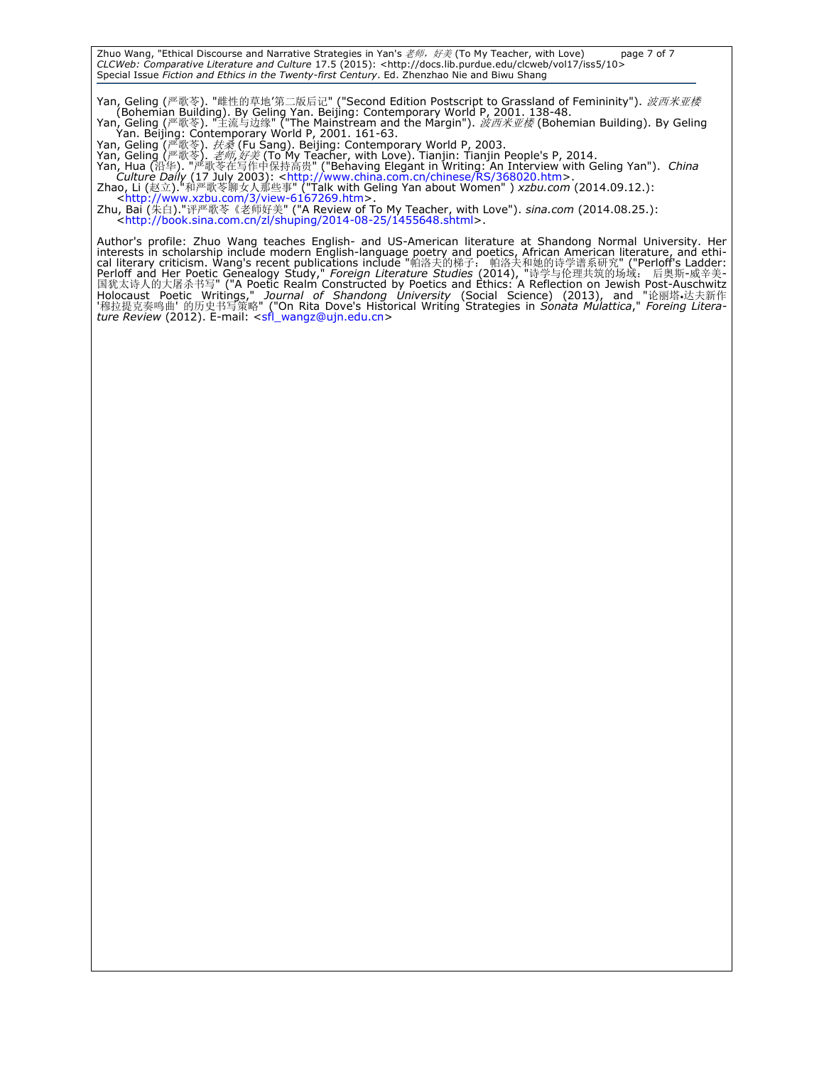Yan, Geling (严歌苓). "雌性的草地'第二版后记" ("Second Edition Postscript to Grassland of Femininity"). *波西米亚楼* (Bohemian Building). By Geling Yan. Beijing: Contemporary World P, 2001. 138-48.

Yan, Geling (严歌苓). "主流与边缘" ("The Mainstream and the Margin"). *波西米亚楼* (Bohemian Building). By Geling Yan. Beijing: Contemporary World P, 2001. 161-63.

Yan, Geling (严歌苓). *扶桑* (Fu Sang). Beijing: Contemporary World P, 2003.

Yan, Geling (严歌苓). *老师,好美* (To My Teacher, with Love). Tianjin: Tianjin People's P, 2014.

Yan, Hua (沿华). "严歌苓在写作中保持高贵" ("Behaving Elegant in Writing: An Interview with Geling Yan"). *China Culture Daily* (17 July 2003): <http://www.china.com.cn/chinese/RS/368020.htm>.

Zhao, Li (赵立)."和严歌苓聊女人那些事" ("Talk with Geling Yan about Women" ) *xzbu.com* (2014.09.12.): <http://www.xzbu.com/3/view-6167269.htm>.

Zhu, Bai (朱白)."评严歌苓《老师好美" ("A Review of To My Teacher, with Love"). *sina.com* (2014.08.25.): <http://book.sina.com.cn/zl/shuping/2014-08-25/1455648.shtml>.

Author's profile: Zhuo Wang teaches English- and US-American literature at Shandong Normal University. Her interests in scholarship include modern English-language poetry and poetics, African American literature, and ethical literary criticism. Wang's recent publications include "帕洛夫的梯子： 帕洛夫和她的诗学谱系研究" ("Perloff's Ladder: Perloff and Her Poetic Genealogy Study," *Foreign Literature Studies* (2014), "诗学与伦理共筑的场域： 后奥斯-威辛美-国犹太诗人的大屠杀书写" ("A Poetic Realm Constructed by Poetics and Ethics: A Reflection on Jewish Post-Auschwitz Holocaust Poetic Writings," *Journal of Shandong University* (Social Science) (2013), and "论丽塔•达夫新作'穆拉提克奏鸣曲' 的历史书写策略" ("On Rita Dove's Historical Writing Strategies in *Sonata Mulattica*," *Foreing Literature Review* (2012). E-mail: <sfl_wangz@ujn.edu.cn>